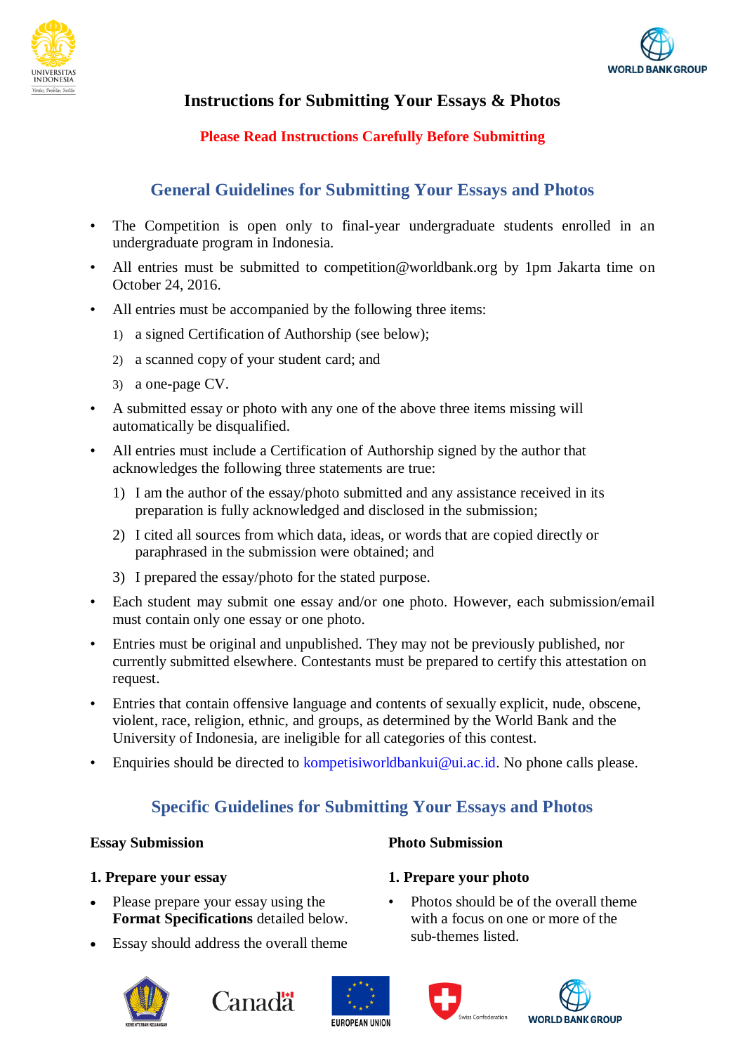# Instructions for Submitting Your Essays & Photos

**Please Read Instructions Carefully Before Submitting**

## General Guidelines for Submitting Your Essays and Photos

- The Competition is open only to final-year undergraduate students enrolled in an undergraduate program in Indonesia.
- All entries must be submitted to competition@worldbank.org by 1pm Jakarta time on October 24, 2016.
- All entries must be accompanied by the following three items:
  1) a signed Certification of Authorship (see below);
  2) a scanned copy of your student card; and
  3) a one-page CV.
- A submitted essay or photo with any one of the above three items missing will automatically be disqualified.
- All entries must include a Certification of Authorship signed by the author that acknowledges the following three statements are true:
  1) I am the author of the essay/photo submitted and any assistance received in its preparation is fully acknowledged and disclosed in the submission;
  2) I cited all sources from which data, ideas, or words that are copied directly or paraphrased in the submission were obtained; and
  3) I prepared the essay/photo for the stated purpose.
- Each student may submit one essay and/or one photo. However, each submission/email must contain only one essay or one photo.
- Entries must be original and unpublished. They may not be previously published, nor currently submitted elsewhere. Contestants must be prepared to certify this attestation on request.
- Entries that contain offensive language and contents of sexually explicit, nude, obscene, violent, race, religion, ethnic, and groups, as determined by the World Bank and the University of Indonesia, are ineligible for all categories of this contest.
- Enquiries should be directed to kompetisiworldbankui@ui.ac.id. No phone calls please.

## Specific Guidelines for Submitting Your Essays and Photos

### Essay Submission

**1. Prepare your essay**

- Please prepare your essay using the **Format Specifications** detailed below.
- Essay should address the overall theme

### Photo Submission

**1. Prepare your photo**

- Photos should be of the overall theme with a focus on one or more of the sub-themes listed.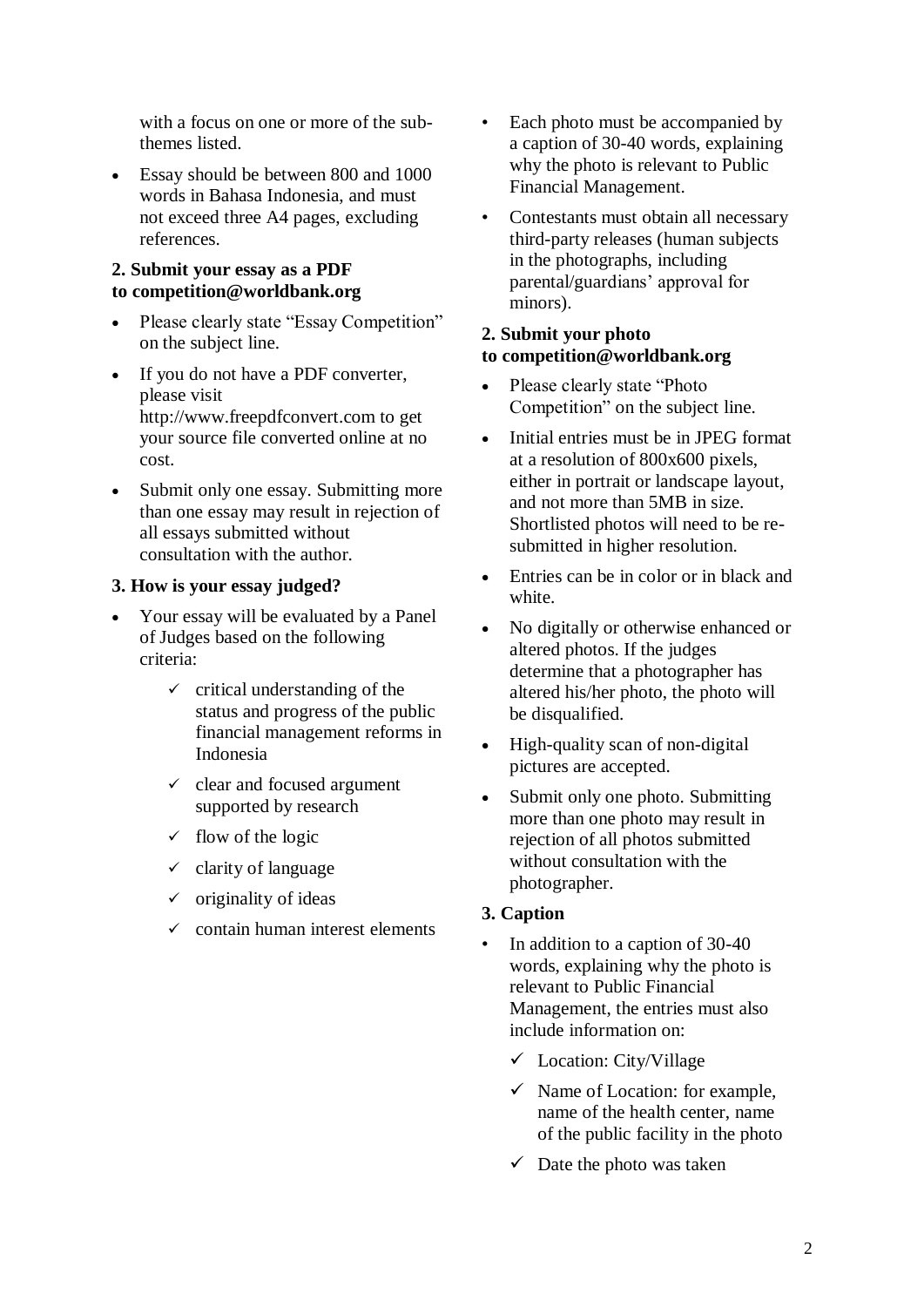with a focus on one or more of the sub-themes listed.

- Essay should be between 800 and 1000 words in Bahasa Indonesia, and must not exceed three A4 pages, excluding references.

**2. Submit your essay as a PDF to competition@worldbank.org**

- Please clearly state "Essay Competition" on the subject line.
- If you do not have a PDF converter, please visit http://www.freepdfconvert.com to get your source file converted online at no cost.
- Submit only one essay. Submitting more than one essay may result in rejection of all essays submitted without consultation with the author.

**3. How is your essay judged?**

- Your essay will be evaluated by a Panel of Judges based on the following criteria:
  - ✓ critical understanding of the status and progress of the public financial management reforms in Indonesia
  - ✓ clear and focused argument supported by research
  - ✓ flow of the logic
  - ✓ clarity of language
  - ✓ originality of ideas
  - ✓ contain human interest elements

- Each photo must be accompanied by a caption of 30-40 words, explaining why the photo is relevant to Public Financial Management.
- Contestants must obtain all necessary third-party releases (human subjects in the photographs, including parental/guardians' approval for minors).

**2. Submit your photo to competition@worldbank.org**

- Please clearly state "Photo Competition" on the subject line.
- Initial entries must be in JPEG format at a resolution of 800x600 pixels, either in portrait or landscape layout, and not more than 5MB in size. Shortlisted photos will need to be re-submitted in higher resolution.
- Entries can be in color or in black and white.
- No digitally or otherwise enhanced or altered photos. If the judges determine that a photographer has altered his/her photo, the photo will be disqualified.
- High-quality scan of non-digital pictures are accepted.
- Submit only one photo. Submitting more than one photo may result in rejection of all photos submitted without consultation with the photographer.

**3. Caption**

- In addition to a caption of 30-40 words, explaining why the photo is relevant to Public Financial Management, the entries must also include information on:
  - ✓ Location: City/Village
  - ✓ Name of Location: for example, name of the health center, name of the public facility in the photo
  - ✓ Date the photo was taken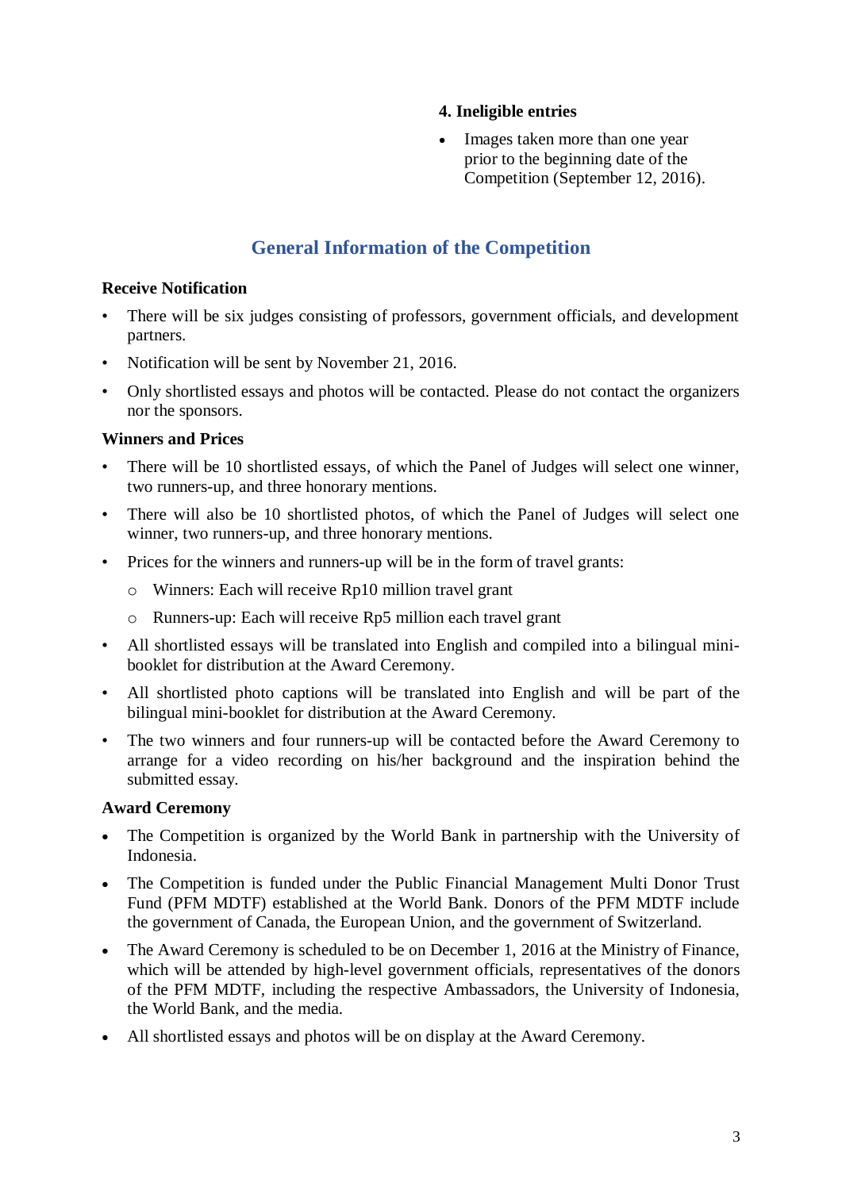**4. Ineligible entries**

- Images taken more than one year prior to the beginning date of the Competition (September 12, 2016).

## General Information of the Competition

**Receive Notification**

- There will be six judges consisting of professors, government officials, and development partners.
- Notification will be sent by November 21, 2016.
- Only shortlisted essays and photos will be contacted. Please do not contact the organizers nor the sponsors.

**Winners and Prices**

- There will be 10 shortlisted essays, of which the Panel of Judges will select one winner, two runners-up, and three honorary mentions.
- There will also be 10 shortlisted photos, of which the Panel of Judges will select one winner, two runners-up, and three honorary mentions.
- Prices for the winners and runners-up will be in the form of travel grants:
  - Winners: Each will receive Rp10 million travel grant
  - Runners-up: Each will receive Rp5 million each travel grant
- All shortlisted essays will be translated into English and compiled into a bilingual mini-booklet for distribution at the Award Ceremony.
- All shortlisted photo captions will be translated into English and will be part of the bilingual mini-booklet for distribution at the Award Ceremony.
- The two winners and four runners-up will be contacted before the Award Ceremony to arrange for a video recording on his/her background and the inspiration behind the submitted essay.

**Award Ceremony**

- The Competition is organized by the World Bank in partnership with the University of Indonesia.
- The Competition is funded under the Public Financial Management Multi Donor Trust Fund (PFM MDTF) established at the World Bank. Donors of the PFM MDTF include the government of Canada, the European Union, and the government of Switzerland.
- The Award Ceremony is scheduled to be on December 1, 2016 at the Ministry of Finance, which will be attended by high-level government officials, representatives of the donors of the PFM MDTF, including the respective Ambassadors, the University of Indonesia, the World Bank, and the media.
- All shortlisted essays and photos will be on display at the Award Ceremony.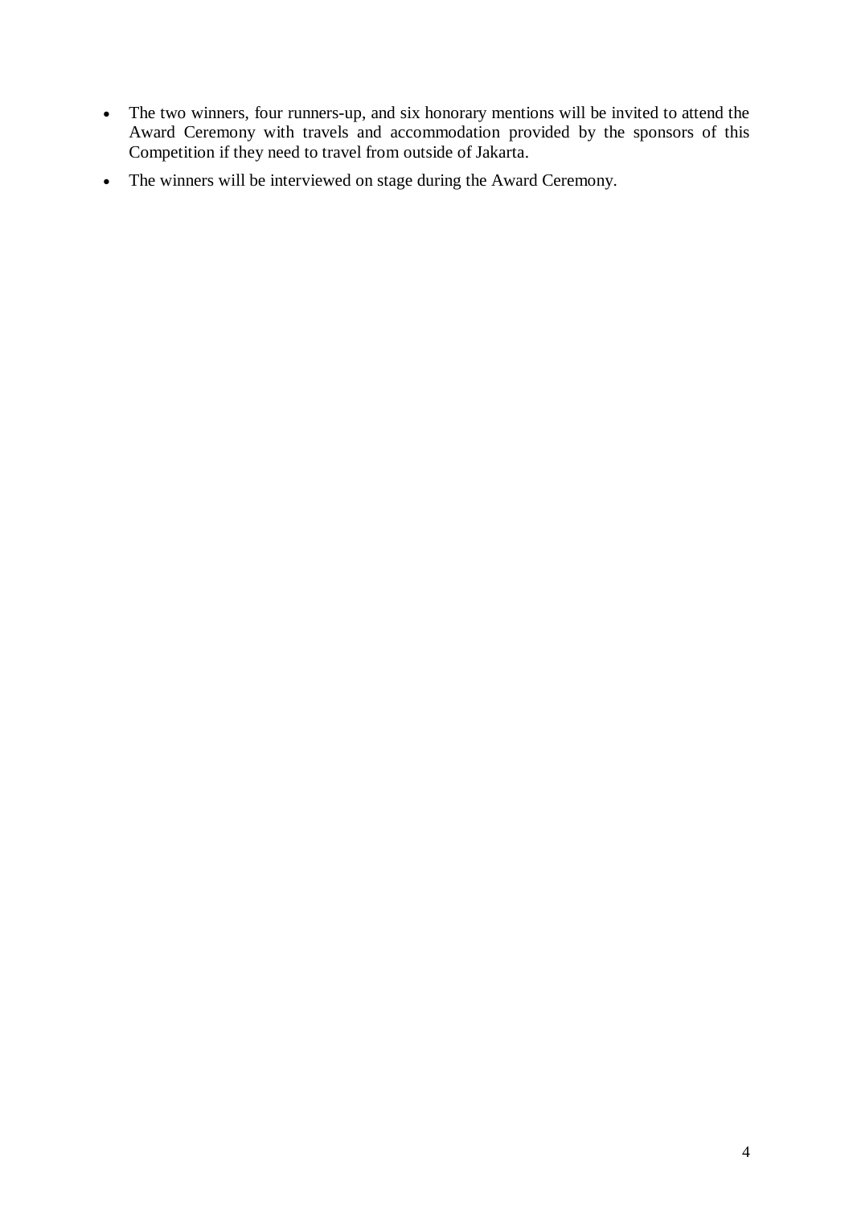- The two winners, four runners-up, and six honorary mentions will be invited to attend the Award Ceremony with travels and accommodation provided by the sponsors of this Competition if they need to travel from outside of Jakarta.
- The winners will be interviewed on stage during the Award Ceremony.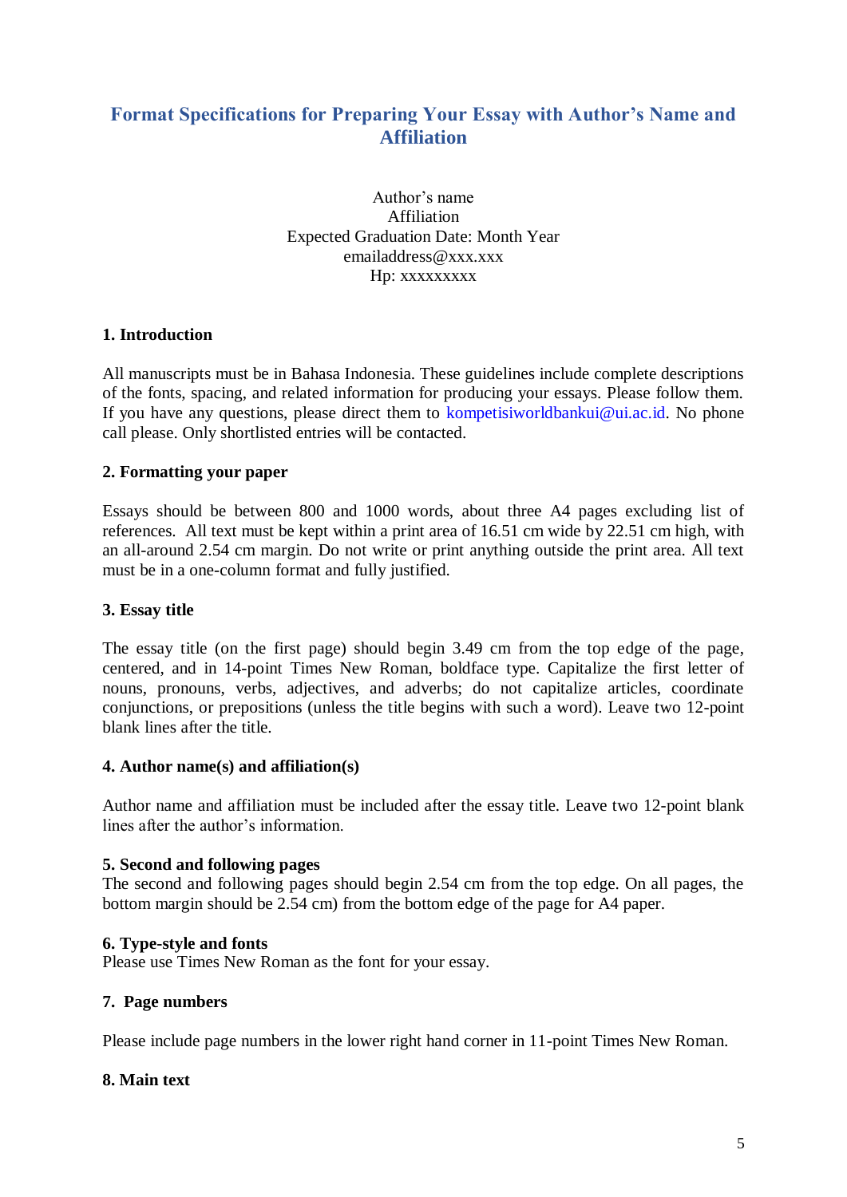# Format Specifications for Preparing Your Essay with Author's Name and Affiliation

Author's name
Affiliation
Expected Graduation Date: Month Year
emailaddress@xxx.xxx
Hp: xxxxxxxxx

## 1. Introduction

All manuscripts must be in Bahasa Indonesia. These guidelines include complete descriptions of the fonts, spacing, and related information for producing your essays. Please follow them. If you have any questions, please direct them to kompetisiworldbankui@ui.ac.id. No phone call please. Only shortlisted entries will be contacted.

## 2. Formatting your paper

Essays should be between 800 and 1000 words, about three A4 pages excluding list of references. All text must be kept within a print area of 16.51 cm wide by 22.51 cm high, with an all-around 2.54 cm margin. Do not write or print anything outside the print area. All text must be in a one-column format and fully justified.

## 3. Essay title

The essay title (on the first page) should begin 3.49 cm from the top edge of the page, centered, and in 14-point Times New Roman, boldface type. Capitalize the first letter of nouns, pronouns, verbs, adjectives, and adverbs; do not capitalize articles, coordinate conjunctions, or prepositions (unless the title begins with such a word). Leave two 12-point blank lines after the title.

## 4. Author name(s) and affiliation(s)

Author name and affiliation must be included after the essay title. Leave two 12-point blank lines after the author's information.

## 5. Second and following pages

The second and following pages should begin 2.54 cm from the top edge. On all pages, the bottom margin should be 2.54 cm) from the bottom edge of the page for A4 paper.

## 6. Type-style and fonts

Please use Times New Roman as the font for your essay.

## 7. Page numbers

Please include page numbers in the lower right hand corner in 11-point Times New Roman.

## 8. Main text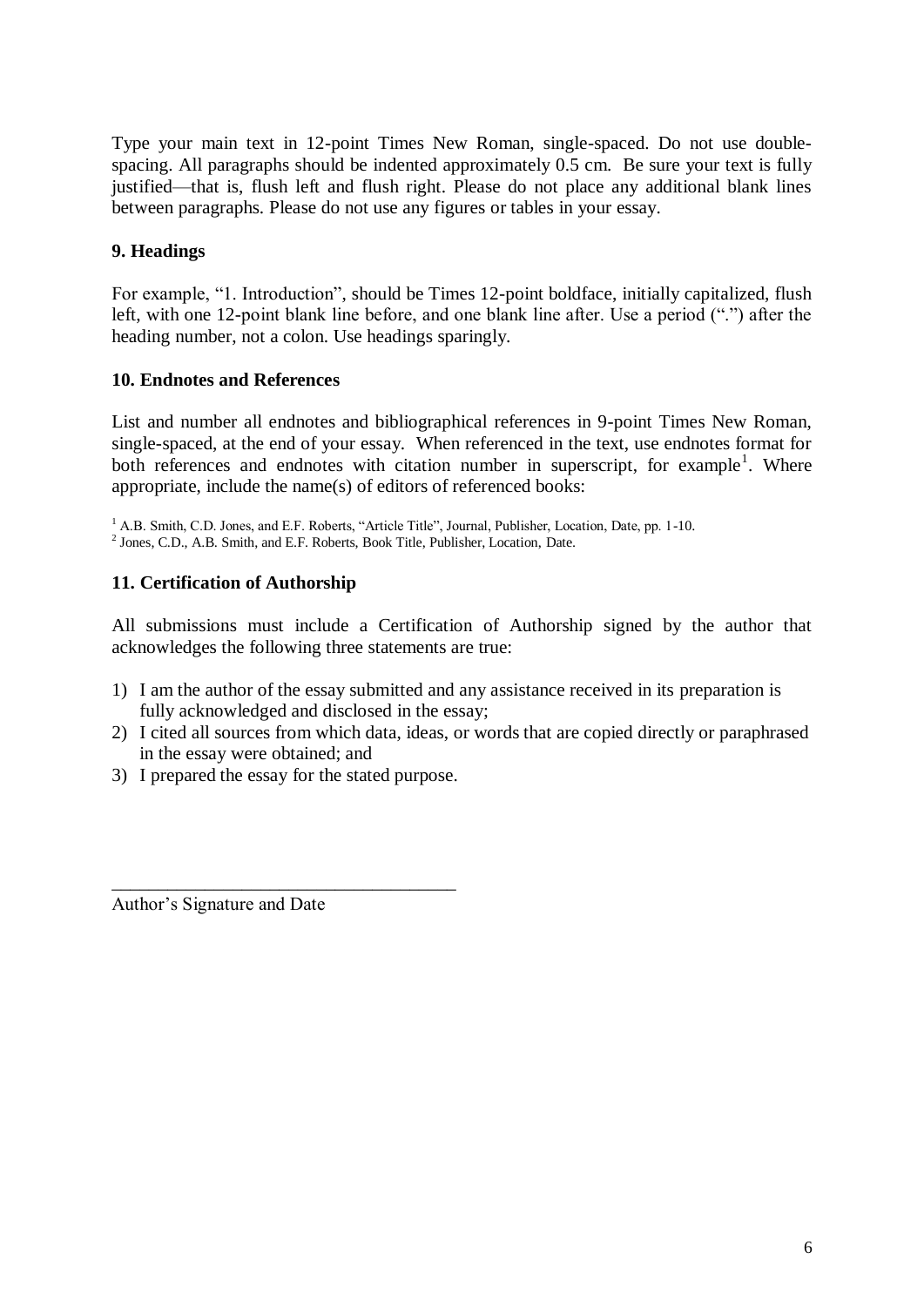Type your main text in 12-point Times New Roman, single-spaced. Do not use double-spacing. All paragraphs should be indented approximately 0.5 cm. Be sure your text is fully justified—that is, flush left and flush right. Please do not place any additional blank lines between paragraphs. Please do not use any figures or tables in your essay.

## 9. Headings

For example, "1. Introduction", should be Times 12-point boldface, initially capitalized, flush left, with one 12-point blank line before, and one blank line after. Use a period (".") after the heading number, not a colon. Use headings sparingly.

## 10. Endnotes and References

List and number all endnotes and bibliographical references in 9-point Times New Roman, single-spaced, at the end of your essay. When referenced in the text, use endnotes format for both references and endnotes with citation number in superscript, for example[1]. Where appropriate, include the name(s) of editors of referenced books:

[1] A.B. Smith, C.D. Jones, and E.F. Roberts, "Article Title", Journal, Publisher, Location, Date, pp. 1-10.
[2] Jones, C.D., A.B. Smith, and E.F. Roberts, Book Title, Publisher, Location, Date.

## 11. Certification of Authorship

All submissions must include a Certification of Authorship signed by the author that acknowledges the following three statements are true:

1) I am the author of the essay submitted and any assistance received in its preparation is fully acknowledged and disclosed in the essay;
2) I cited all sources from which data, ideas, or words that are copied directly or paraphrased in the essay were obtained; and
3) I prepared the essay for the stated purpose.

\_\_\_\_\_\_\_\_\_\_\_\_\_\_\_\_\_\_\_\_\_\_\_\_\_\_\_\_\_\_\_\_\_\_\_\_
Author's Signature and Date